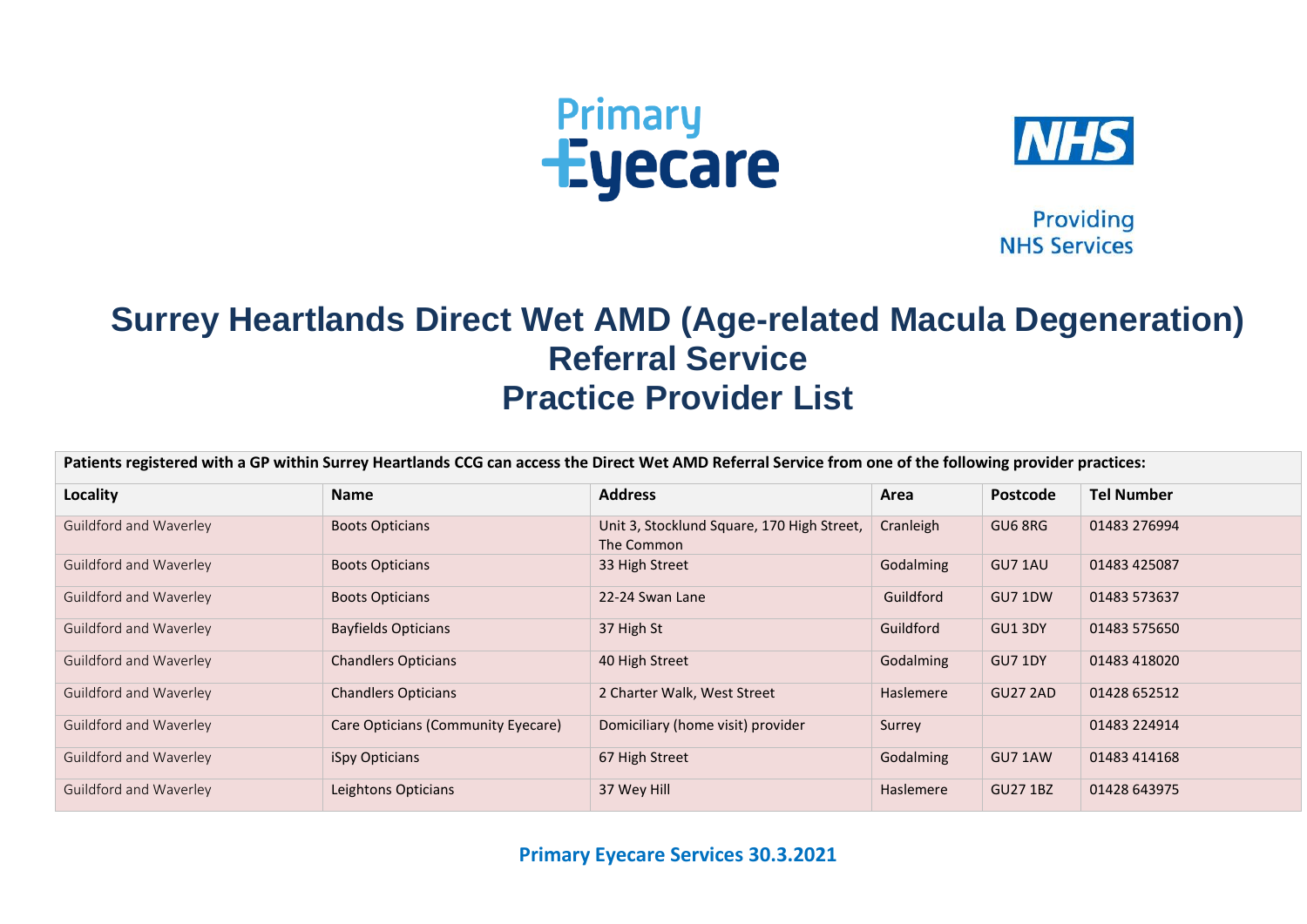Primary Eyecare

NHS

Providing NHS Services

# Surrey Heartlands Direct Wet AMD (Age-related Macula Degeneration) Referral Service Practice Provider List

| Patients registered with a GP within Surrey Heartlands CCG can access the Direct Wet AMD Referral Service from one of the following provider practices: | | | | | |
|---|---|---|---|---|---|
| **Locality** | **Name** | **Address** | **Area** | **Postcode** | **Tel Number** |
| Guildford and Waverley | Boots Opticians | Unit 3, Stocklund Square, 170 High Street, The Common | Cranleigh | GU6 8RG | 01483 276994 |
| Guildford and Waverley | Boots Opticians | 33 High Street | Godalming | GU7 1AU | 01483 425087 |
| Guildford and Waverley | Boots Opticians | 22-24 Swan Lane | Guildford | GU7 1DW | 01483 573637 |
| Guildford and Waverley | Bayfields Opticians | 37 High St | Guildford | GU1 3DY | 01483 575650 |
| Guildford and Waverley | Chandlers Opticians | 40 High Street | Godalming | GU7 1DY | 01483 418020 |
| Guildford and Waverley | Chandlers Opticians | 2 Charter Walk, West Street | Haslemere | GU27 2AD | 01428 652512 |
| Guildford and Waverley | Care Opticians (Community Eyecare) | Domiciliary (home visit) provider | Surrey | | 01483 224914 |
| Guildford and Waverley | iSpy Opticians | 67 High Street | Godalming | GU7 1AW | 01483 414168 |
| Guildford and Waverley | Leightons Opticians | 37 Wey Hill | Haslemere | GU27 1BZ | 01428 643975 |

**Primary Eyecare Services 30.3.2021**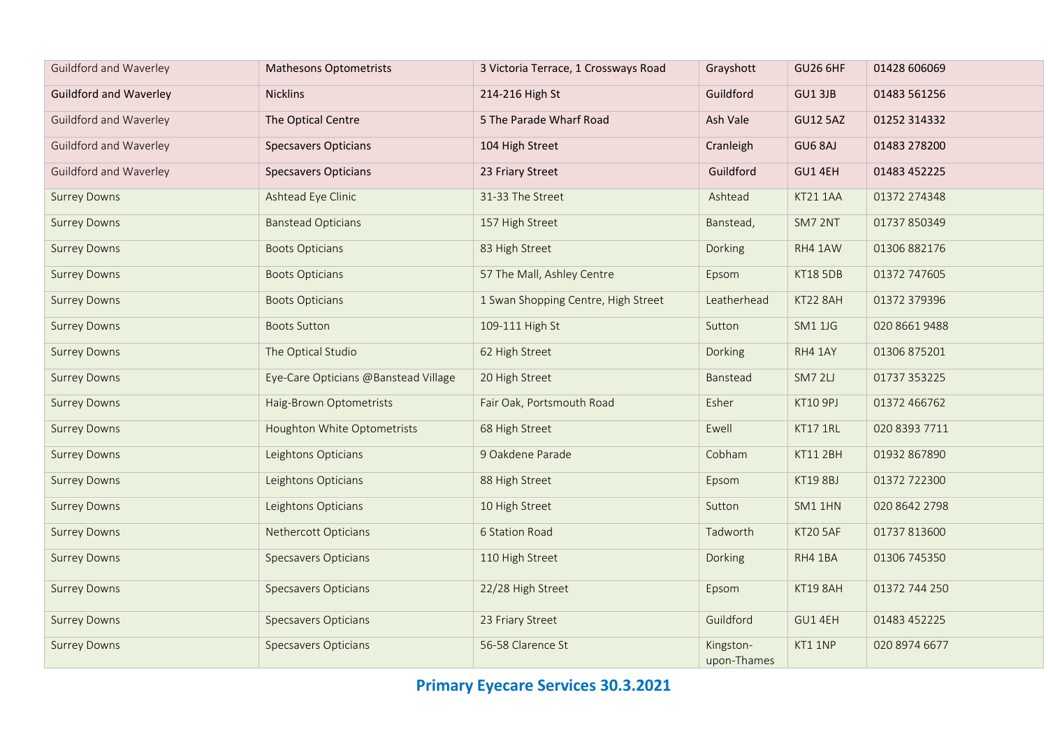| Guildford and Waverley | Mathesons Optometrists | 3 Victoria Terrace, 1 Crossways Road | Grayshott | GU26 6HF | 01428 606069 |
|---|---|---|---|---|---|
| Guildford and Waverley | Nicklins | 214-216 High St | Guildford | GU1 3JB | 01483 561256 |
| Guildford and Waverley | The Optical Centre | 5 The Parade Wharf Road | Ash Vale | GU12 5AZ | 01252 314332 |
| Guildford and Waverley | Specsavers Opticians | 104 High Street | Cranleigh | GU6 8AJ | 01483 278200 |
| Guildford and Waverley | Specsavers Opticians | 23 Friary Street | Guildford | GU1 4EH | 01483 452225 |
| Surrey Downs | Ashtead Eye Clinic | 31-33 The Street | Ashtead | KT21 1AA | 01372 274348 |
| Surrey Downs | Banstead Opticians | 157 High Street | Banstead, | SM7 2NT | 01737 850349 |
| Surrey Downs | Boots Opticians | 83 High Street | Dorking | RH4 1AW | 01306 882176 |
| Surrey Downs | Boots Opticians | 57 The Mall, Ashley Centre | Epsom | KT18 5DB | 01372 747605 |
| Surrey Downs | Boots Opticians | 1 Swan Shopping Centre, High Street | Leatherhead | KT22 8AH | 01372 379396 |
| Surrey Downs | Boots Sutton | 109-111 High St | Sutton | SM1 1JG | 020 8661 9488 |
| Surrey Downs | The Optical Studio | 62 High Street | Dorking | RH4 1AY | 01306 875201 |
| Surrey Downs | Eye-Care Opticians @Banstead Village | 20 High Street | Banstead | SM7 2LJ | 01737 353225 |
| Surrey Downs | Haig-Brown Optometrists | Fair Oak, Portsmouth Road | Esher | KT10 9PJ | 01372 466762 |
| Surrey Downs | Houghton White Optometrists | 68 High Street | Ewell | KT17 1RL | 020 8393 7711 |
| Surrey Downs | Leightons Opticians | 9 Oakdene Parade | Cobham | KT11 2BH | 01932 867890 |
| Surrey Downs | Leightons Opticians | 88 High Street | Epsom | KT19 8BJ | 01372 722300 |
| Surrey Downs | Leightons Opticians | 10 High Street | Sutton | SM1 1HN | 020 8642 2798 |
| Surrey Downs | Nethercott Opticians | 6 Station Road | Tadworth | KT20 5AF | 01737 813600 |
| Surrey Downs | Specsavers Opticians | 110 High Street | Dorking | RH4 1BA | 01306 745350 |
| Surrey Downs | Specsavers Opticians | 22/28 High Street | Epsom | KT19 8AH | 01372 744 250 |
| Surrey Downs | Specsavers Opticians | 23 Friary Street | Guildford | GU1 4EH | 01483 452225 |
| Surrey Downs | Specsavers Opticians | 56-58 Clarence St | Kingston-upon-Thames | KT1 1NP | 020 8974 6677 |

**Primary Eyecare Services 30.3.2021**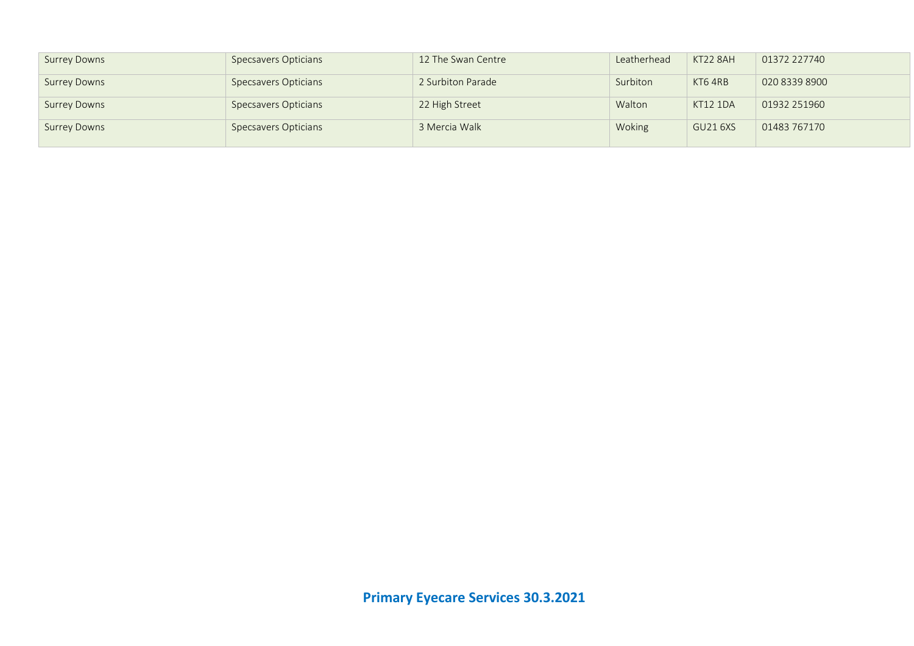| | | | | | |
|---|---|---|---|---|---|
| Surrey Downs | Specsavers Opticians | 12 The Swan Centre | Leatherhead | KT22 8AH | 01372 227740 |
| Surrey Downs | Specsavers Opticians | 2 Surbiton Parade | Surbiton | KT6 4RB | 020 8339 8900 |
| Surrey Downs | Specsavers Opticians | 22 High Street | Walton | KT12 1DA | 01932 251960 |
| Surrey Downs | Specsavers Opticians | 3 Mercia Walk | Woking | GU21 6XS | 01483 767170 |